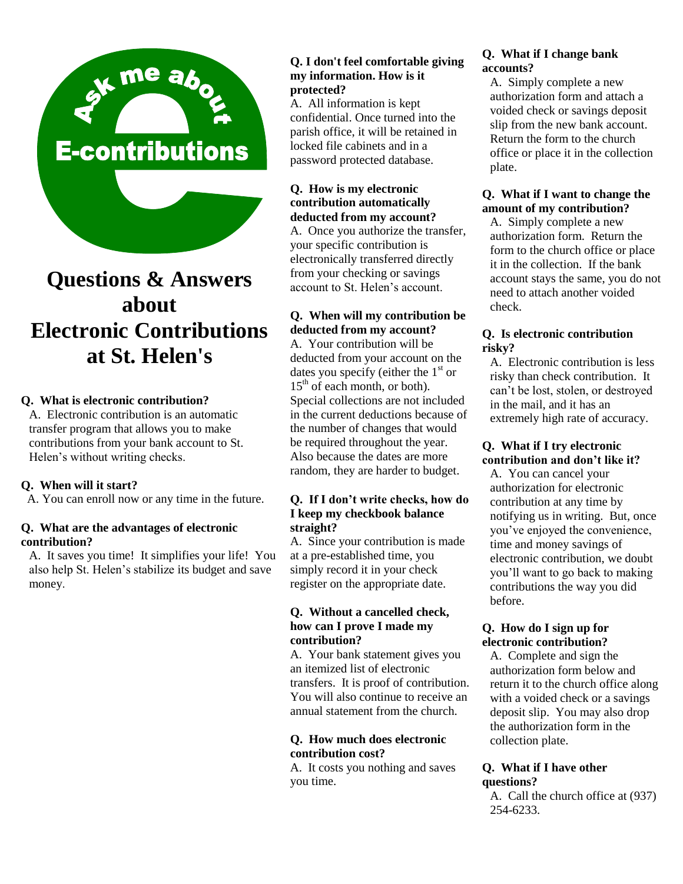Ask me about

E-contributions

# Questions & Answers about Electronic Contributions at St. Helen's

**Q. What is electronic contribution?**

A. Electronic contribution is an automatic transfer program that allows you to make contributions from your bank account to St. Helen's without writing checks.

**Q. When will it start?**

A. You can enroll now or any time in the future.

**Q. What are the advantages of electronic contribution?**

A. It saves you time! It simplifies your life! You also help St. Helen's stabilize its budget and save money.

**Q. I don't feel comfortable giving my information. How is it protected?**

A. All information is kept confidential. Once turned into the parish office, it will be retained in locked file cabinets and in a password protected database.

**Q. How is my electronic contribution automatically deducted from my account?**

A. Once you authorize the transfer, your specific contribution is electronically transferred directly from your checking or savings account to St. Helen's account.

**Q. When will my contribution be deducted from my account?**

A. Your contribution will be deducted from your account on the dates you specify (either the 1st or 15th of each month, or both). Special collections are not included in the current deductions because of the number of changes that would be required throughout the year. Also because the dates are more random, they are harder to budget.

**Q. If I don't write checks, how do I keep my checkbook balance straight?**

A. Since your contribution is made at a pre-established time, you simply record it in your check register on the appropriate date.

**Q. Without a cancelled check, how can I prove I made my contribution?**

A. Your bank statement gives you an itemized list of electronic transfers. It is proof of contribution. You will also continue to receive an annual statement from the church.

**Q. How much does electronic contribution cost?**

A. It costs you nothing and saves you time.

**Q. What if I change bank accounts?**

A. Simply complete a new authorization form and attach a voided check or savings deposit slip from the new bank account. Return the form to the church office or place it in the collection plate.

**Q. What if I want to change the amount of my contribution?**

A. Simply complete a new authorization form. Return the form to the church office or place it in the collection. If the bank account stays the same, you do not need to attach another voided check.

**Q. Is electronic contribution risky?**

A. Electronic contribution is less risky than check contribution. It can't be lost, stolen, or destroyed in the mail, and it has an extremely high rate of accuracy.

**Q. What if I try electronic contribution and don't like it?**

A. You can cancel your authorization for electronic contribution at any time by notifying us in writing. But, once you've enjoyed the convenience, time and money savings of electronic contribution, we doubt you'll want to go back to making contributions the way you did before.

**Q. How do I sign up for electronic contribution?**

A. Complete and sign the authorization form below and return it to the church office along with a voided check or a savings deposit slip. You may also drop the authorization form in the collection plate.

**Q. What if I have other questions?**

A. Call the church office at (937) 254-6233.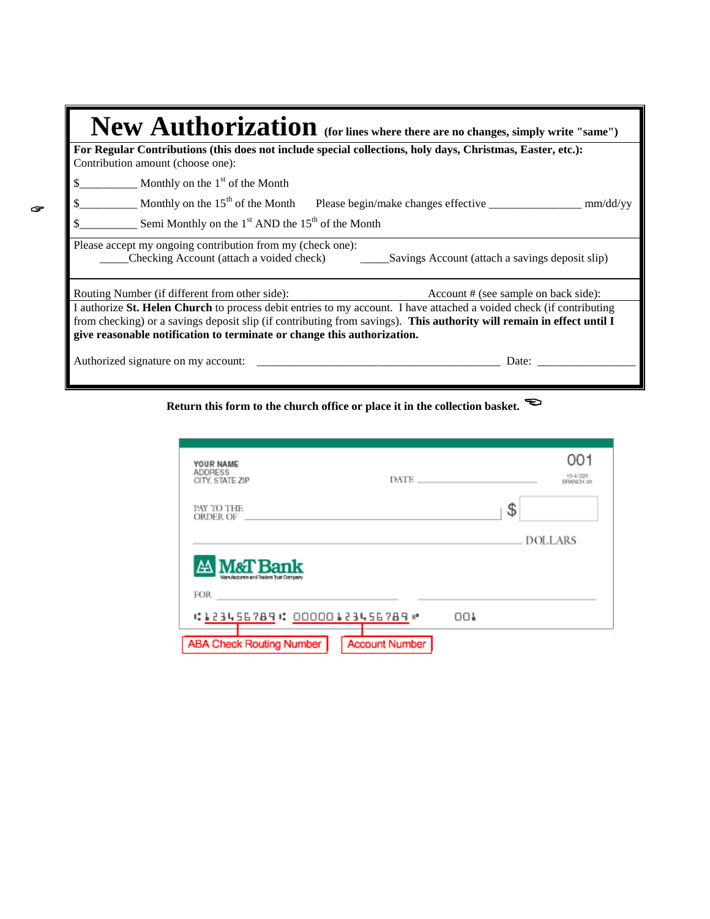# New Authorization (for lines where there are no changes, simply write "same")

**For Regular Contributions (this does not include special collections, holy days, Christmas, Easter, etc.):**
Contribution amount (choose one):

$__________ Monthly on the 1st of the Month

$__________ Monthly on the 15th of the Month    Please begin/make changes effective ________________ mm/dd/yy

$__________ Semi Monthly on the 1st AND the 15th of the Month

Please accept my ongoing contribution from my (check one):
_____Checking Account (attach a voided check)    _____Savings Account (attach a savings deposit slip)

Routing Number (if different from other side):    Account # (see sample on back side):

I authorize **St. Helen Church** to process debit entries to my account. I have attached a voided check (if contributing from checking) or a savings deposit slip (if contributing from savings). **This authority will remain in effect until I give reasonable notification to terminate or change this authorization.**

Authorized signature on my account: ___________________________________________ Date: _________________

**Return this form to the church office or place it in the collection basket.**

YOUR NAME
ADDRESS
CITY, STATE ZIP

DATE ____________

001

10-4/220
BRANCH 00

PAY TO THE ORDER OF ____________ $

____________ DOLLARS

M&T Bank
Manufacturers and Traders Trust Company

FOR ____________

⑆123456789⑆ 000001234567 89⑈ 001

ABA Check Routing Number

Account Number